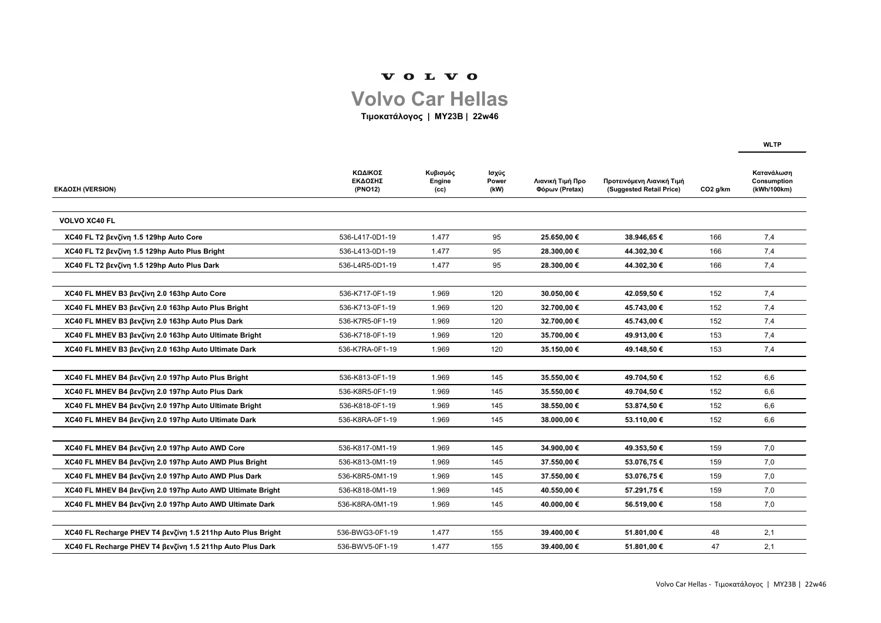VOLVO

# Volvo Car Hellas

**Τιμοκατάλογος | MY23B | 22w46**

| ΕΚΔΟΣΗ (VERSION) | ΚΩΔΙΚΟΣ ΕΚΔΟΣΗΣ (PNO12) | Κυβισμός Engine (cc) | Ισχύς Power (kW) | Λιανική Τιμή Προ Φόρων (Pretax) | Προτεινόμενη Λιανική Τιμή (Suggested Retail Price) | $CO_2$ g/km | WLTP Κατανάλωση Consumption (kWh/100km) |
|---|---|---|---|---|---|---|---|
| **VOLVO XC40 FL** | | | | | | | |
| **XC40 FL T2 βενζίνη 1.5 129hp Auto Core** | 536-L417-0D1-19 | 1.477 | 95 | **25.650,00 €** | **38.946,65 €** | 166 | 7,4 |
| **XC40 FL T2 βενζίνη 1.5 129hp Auto Plus Bright** | 536-L413-0D1-19 | 1.477 | 95 | **28.300,00 €** | **44.302,30 €** | 166 | 7,4 |
| **XC40 FL T2 βενζίνη 1.5 129hp Auto Plus Dark** | 536-L4R5-0D1-19 | 1.477 | 95 | **28.300,00 €** | **44.302,30 €** | 166 | 7,4 |
| **XC40 FL MHEV B3 βενζίνη 2.0 163hp Auto Core** | 536-K717-0F1-19 | 1.969 | 120 | **30.050,00 €** | **42.059,50 €** | 152 | 7,4 |
| **XC40 FL MHEV B3 βενζίνη 2.0 163hp Auto Plus Bright** | 536-K713-0F1-19 | 1.969 | 120 | **32.700,00 €** | **45.743,00 €** | 152 | 7,4 |
| **XC40 FL MHEV B3 βενζίνη 2.0 163hp Auto Plus Dark** | 536-K7R5-0F1-19 | 1.969 | 120 | **32.700,00 €** | **45.743,00 €** | 152 | 7,4 |
| **XC40 FL MHEV B3 βενζίνη 2.0 163hp Auto Ultimate Bright** | 536-K718-0F1-19 | 1.969 | 120 | **35.700,00 €** | **49.913,00 €** | 153 | 7,4 |
| **XC40 FL MHEV B3 βενζίνη 2.0 163hp Auto Ultimate Dark** | 536-K7RA-0F1-19 | 1.969 | 120 | **35.150,00 €** | **49.148,50 €** | 153 | 7,4 |
| **XC40 FL MHEV B4 βενζίνη 2.0 197hp Auto Plus Bright** | 536-K813-0F1-19 | 1.969 | 145 | **35.550,00 €** | **49.704,50 €** | 152 | 6,6 |
| **XC40 FL MHEV B4 βενζίνη 2.0 197hp Auto Plus Dark** | 536-K8R5-0F1-19 | 1.969 | 145 | **35.550,00 €** | **49.704,50 €** | 152 | 6,6 |
| **XC40 FL MHEV B4 βενζίνη 2.0 197hp Auto Ultimate Bright** | 536-K818-0F1-19 | 1.969 | 145 | **38.550,00 €** | **53.874,50 €** | 152 | 6,6 |
| **XC40 FL MHEV B4 βενζίνη 2.0 197hp Auto Ultimate Dark** | 536-K8RA-0F1-19 | 1.969 | 145 | **38.000,00 €** | **53.110,00 €** | 152 | 6,6 |
| **XC40 FL MHEV B4 βενζίνη 2.0 197hp Auto AWD Core** | 536-K817-0M1-19 | 1.969 | 145 | **34.900,00 €** | **49.353,50 €** | 159 | 7,0 |
| **XC40 FL MHEV B4 βενζίνη 2.0 197hp Auto AWD Plus Bright** | 536-K813-0M1-19 | 1.969 | 145 | **37.550,00 €** | **53.076,75 €** | 159 | 7,0 |
| **XC40 FL MHEV B4 βενζίνη 2.0 197hp Auto AWD Plus Dark** | 536-K8R5-0M1-19 | 1.969 | 145 | **37.550,00 €** | **53.076,75 €** | 159 | 7,0 |
| **XC40 FL MHEV B4 βενζίνη 2.0 197hp Auto AWD Ultimate Bright** | 536-K818-0M1-19 | 1.969 | 145 | **40.550,00 €** | **57.291,75 €** | 159 | 7,0 |
| **XC40 FL MHEV B4 βενζίνη 2.0 197hp Auto AWD Ultimate Dark** | 536-K8RA-0M1-19 | 1.969 | 145 | **40.000,00 €** | **56.519,00 €** | 158 | 7,0 |
| **XC40 FL Recharge PHEV T4 βενζίνη 1.5 211hp Auto Plus Bright** | 536-BWG3-0F1-19 | 1.477 | 155 | **39.400,00 €** | **51.801,00 €** | 48 | 2,1 |
| **XC40 FL Recharge PHEV T4 βενζίνη 1.5 211hp Auto Plus Dark** | 536-BWV5-0F1-19 | 1.477 | 155 | **39.400,00 €** | **51.801,00 €** | 47 | 2,1 |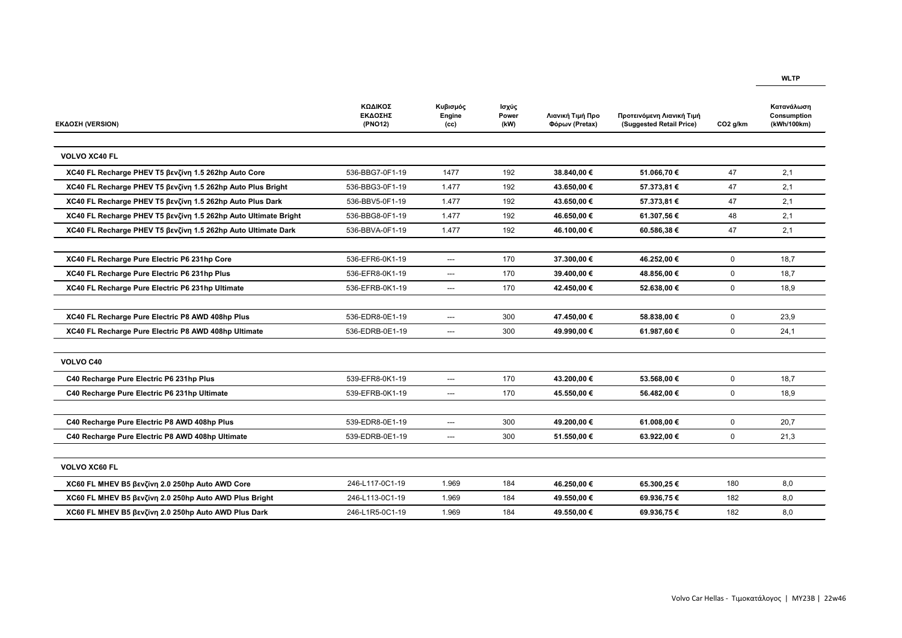| ΕΚΔΟΣΗ (VERSION) | ΚΩΔΙΚΟΣ ΕΚΔΟΣΗΣ (PNO12) | Κυβισμός Engine (cc) | Ισχύς Power (kW) | Λιανική Τιμή Προ Φόρων (Pretax) | Προτεινόμενη Λιανική Τιμή (Suggested Retail Price) | $CO_2$ g/km | WLTP Κατανάλωση Consumption (kWh/100km) |
|---|---|---|---|---|---|---|---|
| **VOLVO XC40 FL** | | | | | | | |
| **XC40 FL Recharge PHEV T5 βενζίνη 1.5 262hp Auto Core** | 536-BBG7-0F1-19 | 1477 | 192 | **38.840,00 €** | **51.066,70 €** | 47 | 2,1 |
| **XC40 FL Recharge PHEV T5 βενζίνη 1.5 262hp Auto Plus Bright** | 536-BBG3-0F1-19 | 1.477 | 192 | **43.650,00 €** | **57.373,81 €** | 47 | 2,1 |
| **XC40 FL Recharge PHEV T5 βενζίνη 1.5 262hp Auto Plus Dark** | 536-BBV5-0F1-19 | 1.477 | 192 | **43.650,00 €** | **57.373,81 €** | 47 | 2,1 |
| **XC40 FL Recharge PHEV T5 βενζίνη 1.5 262hp Auto Ultimate Bright** | 536-BBG8-0F1-19 | 1.477 | 192 | **46.650,00 €** | **61.307,56 €** | 48 | 2,1 |
| **XC40 FL Recharge PHEV T5 βενζίνη 1.5 262hp Auto Ultimate Dark** | 536-BBVA-0F1-19 | 1.477 | 192 | **46.100,00 €** | **60.586,38 €** | 47 | 2,1 |
| **XC40 FL Recharge Pure Electric P6 231hp Core** | 536-EFR6-0K1-19 | --- | 170 | **37.300,00 €** | **46.252,00 €** | 0 | 18,7 |
| **XC40 FL Recharge Pure Electric P6 231hp Plus** | 536-EFR8-0K1-19 | --- | 170 | **39.400,00 €** | **48.856,00 €** | 0 | 18,7 |
| **XC40 FL Recharge Pure Electric P6 231hp Ultimate** | 536-EFRB-0K1-19 | --- | 170 | **42.450,00 €** | **52.638,00 €** | 0 | 18,9 |
| **XC40 FL Recharge Pure Electric P8 AWD 408hp Plus** | 536-EDR8-0E1-19 | --- | 300 | **47.450,00 €** | **58.838,00 €** | 0 | 23,9 |
| **XC40 FL Recharge Pure Electric P8 AWD 408hp Ultimate** | 536-EDRB-0E1-19 | --- | 300 | **49.990,00 €** | **61.987,60 €** | 0 | 24,1 |
| **VOLVO C40** | | | | | | | |
| **C40 Recharge Pure Electric P6 231hp Plus** | 539-EFR8-0K1-19 | --- | 170 | **43.200,00 €** | **53.568,00 €** | 0 | 18,7 |
| **C40 Recharge Pure Electric P6 231hp Ultimate** | 539-EFRB-0K1-19 | --- | 170 | **45.550,00 €** | **56.482,00 €** | 0 | 18,9 |
| **C40 Recharge Pure Electric P8 AWD 408hp Plus** | 539-EDR8-0E1-19 | --- | 300 | **49.200,00 €** | **61.008,00 €** | 0 | 20,7 |
| **C40 Recharge Pure Electric P8 AWD 408hp Ultimate** | 539-EDRB-0E1-19 | --- | 300 | **51.550,00 €** | **63.922,00 €** | 0 | 21,3 |
| **VOLVO XC60 FL** | | | | | | | |
| **XC60 FL MHEV B5 βενζίνη 2.0 250hp Auto AWD Core** | 246-L117-0C1-19 | 1.969 | 184 | **46.250,00 €** | **65.300,25 €** | 180 | 8,0 |
| **XC60 FL MHEV B5 βενζίνη 2.0 250hp Auto AWD Plus Bright** | 246-L113-0C1-19 | 1.969 | 184 | **49.550,00 €** | **69.936,75 €** | 182 | 8,0 |
| **XC60 FL MHEV B5 βενζίνη 2.0 250hp Auto AWD Plus Dark** | 246-L1R5-0C1-19 | 1.969 | 184 | **49.550,00 €** | **69.936,75 €** | 182 | 8,0 |

Volvo Car Hellas - Τιμοκατάλογος | MY23B | 22w46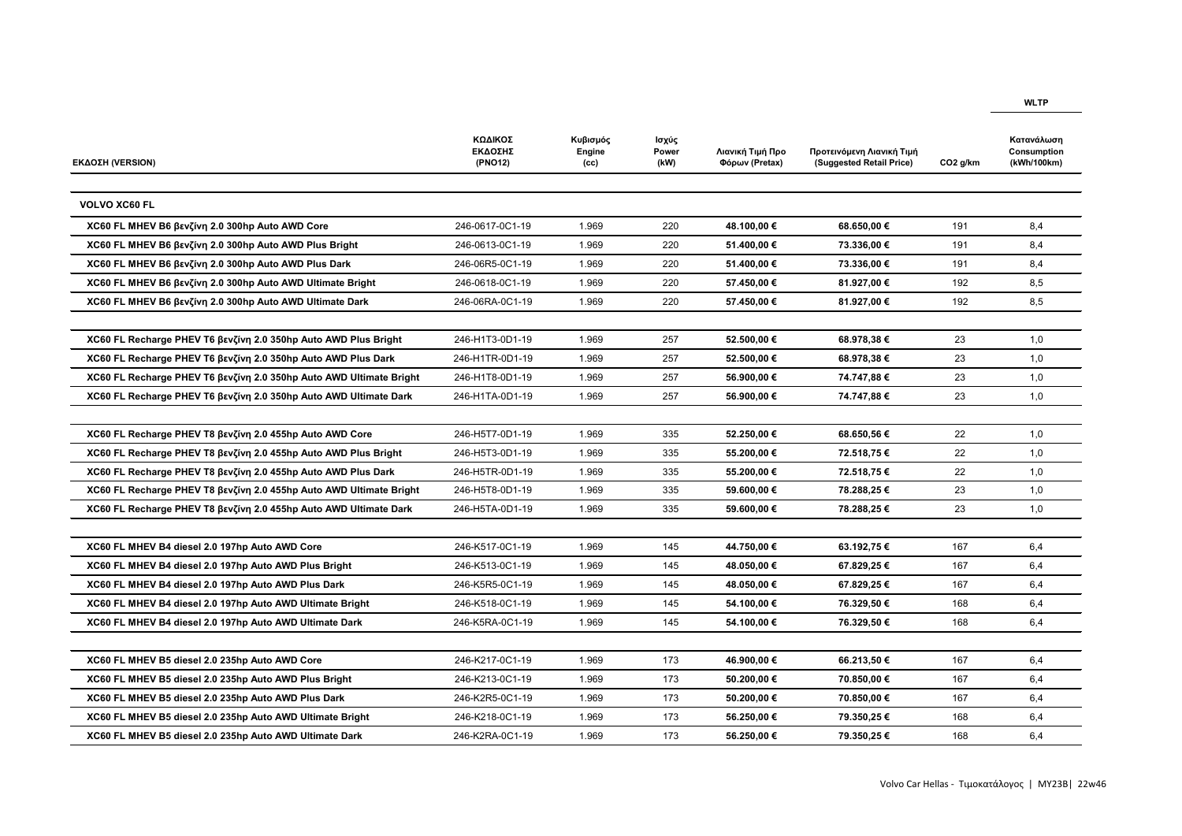| ΕΚΔΟΣΗ (VERSION) | ΚΩΔΙΚΟΣ ΕΚΔΟΣΗΣ (PNO12) | Κυβισμός Engine (cc) | Ισχύς Power (kW) | Λιανική Τιμή Προ Φόρων (Pretax) | Προτεινόμενη Λιανική Τιμή (Suggested Retail Price) | CO2 g/km | WLTP Κατανάλωση Consumption (kWh/100km) |
|---|---|---|---|---|---|---|---|
| **VOLVO XC60 FL** | | | | | | | |
| **XC60 FL MHEV B6 βενζίνη 2.0 300hp Auto AWD Core** | 246-0617-0C1-19 | 1.969 | 220 | **48.100,00 €** | **68.650,00 €** | 191 | 8,4 |
| **XC60 FL MHEV B6 βενζίνη 2.0 300hp Auto AWD Plus Bright** | 246-0613-0C1-19 | 1.969 | 220 | **51.400,00 €** | **73.336,00 €** | 191 | 8,4 |
| **XC60 FL MHEV B6 βενζίνη 2.0 300hp Auto AWD Plus Dark** | 246-06R5-0C1-19 | 1.969 | 220 | **51.400,00 €** | **73.336,00 €** | 191 | 8,4 |
| **XC60 FL MHEV B6 βενζίνη 2.0 300hp Auto AWD Ultimate Bright** | 246-0618-0C1-19 | 1.969 | 220 | **57.450,00 €** | **81.927,00 €** | 192 | 8,5 |
| **XC60 FL MHEV B6 βενζίνη 2.0 300hp Auto AWD Ultimate Dark** | 246-06RA-0C1-19 | 1.969 | 220 | **57.450,00 €** | **81.927,00 €** | 192 | 8,5 |
| **XC60 FL Recharge PHEV T6 βενζίνη 2.0 350hp Auto AWD Plus Bright** | 246-H1T3-0D1-19 | 1.969 | 257 | **52.500,00 €** | **68.978,38 €** | 23 | 1,0 |
| **XC60 FL Recharge PHEV T6 βενζίνη 2.0 350hp Auto AWD Plus Dark** | 246-H1TR-0D1-19 | 1.969 | 257 | **52.500,00 €** | **68.978,38 €** | 23 | 1,0 |
| **XC60 FL Recharge PHEV T6 βενζίνη 2.0 350hp Auto AWD Ultimate Bright** | 246-H1T8-0D1-19 | 1.969 | 257 | **56.900,00 €** | **74.747,88 €** | 23 | 1,0 |
| **XC60 FL Recharge PHEV T6 βενζίνη 2.0 350hp Auto AWD Ultimate Dark** | 246-H1TA-0D1-19 | 1.969 | 257 | **56.900,00 €** | **74.747,88 €** | 23 | 1,0 |
| **XC60 FL Recharge PHEV T8 βενζίνη 2.0 455hp Auto AWD Core** | 246-H5T7-0D1-19 | 1.969 | 335 | **52.250,00 €** | **68.650,56 €** | 22 | 1,0 |
| **XC60 FL Recharge PHEV T8 βενζίνη 2.0 455hp Auto AWD Plus Bright** | 246-H5T3-0D1-19 | 1.969 | 335 | **55.200,00 €** | **72.518,75 €** | 22 | 1,0 |
| **XC60 FL Recharge PHEV T8 βενζίνη 2.0 455hp Auto AWD Plus Dark** | 246-H5TR-0D1-19 | 1.969 | 335 | **55.200,00 €** | **72.518,75 €** | 22 | 1,0 |
| **XC60 FL Recharge PHEV T8 βενζίνη 2.0 455hp Auto AWD Ultimate Bright** | 246-H5T8-0D1-19 | 1.969 | 335 | **59.600,00 €** | **78.288,25 €** | 23 | 1,0 |
| **XC60 FL Recharge PHEV T8 βενζίνη 2.0 455hp Auto AWD Ultimate Dark** | 246-H5TA-0D1-19 | 1.969 | 335 | **59.600,00 €** | **78.288,25 €** | 23 | 1,0 |
| **XC60 FL MHEV B4 diesel 2.0 197hp Auto AWD Core** | 246-K517-0C1-19 | 1.969 | 145 | **44.750,00 €** | **63.192,75 €** | 167 | 6,4 |
| **XC60 FL MHEV B4 diesel 2.0 197hp Auto AWD Plus Bright** | 246-K513-0C1-19 | 1.969 | 145 | **48.050,00 €** | **67.829,25 €** | 167 | 6,4 |
| **XC60 FL MHEV B4 diesel 2.0 197hp Auto AWD Plus Dark** | 246-K5R5-0C1-19 | 1.969 | 145 | **48.050,00 €** | **67.829,25 €** | 167 | 6,4 |
| **XC60 FL MHEV B4 diesel 2.0 197hp Auto AWD Ultimate Bright** | 246-K518-0C1-19 | 1.969 | 145 | **54.100,00 €** | **76.329,50 €** | 168 | 6,4 |
| **XC60 FL MHEV B4 diesel 2.0 197hp Auto AWD Ultimate Dark** | 246-K5RA-0C1-19 | 1.969 | 145 | **54.100,00 €** | **76.329,50 €** | 168 | 6,4 |
| **XC60 FL MHEV B5 diesel 2.0 235hp Auto AWD Core** | 246-K217-0C1-19 | 1.969 | 173 | **46.900,00 €** | **66.213,50 €** | 167 | 6,4 |
| **XC60 FL MHEV B5 diesel 2.0 235hp Auto AWD Plus Bright** | 246-K213-0C1-19 | 1.969 | 173 | **50.200,00 €** | **70.850,00 €** | 167 | 6,4 |
| **XC60 FL MHEV B5 diesel 2.0 235hp Auto AWD Plus Dark** | 246-K2R5-0C1-19 | 1.969 | 173 | **50.200,00 €** | **70.850,00 €** | 167 | 6,4 |
| **XC60 FL MHEV B5 diesel 2.0 235hp Auto AWD Ultimate Bright** | 246-K218-0C1-19 | 1.969 | 173 | **56.250,00 €** | **79.350,25 €** | 168 | 6,4 |
| **XC60 FL MHEV B5 diesel 2.0 235hp Auto AWD Ultimate Dark** | 246-K2RA-0C1-19 | 1.969 | 173 | **56.250,00 €** | **79.350,25 €** | 168 | 6,4 |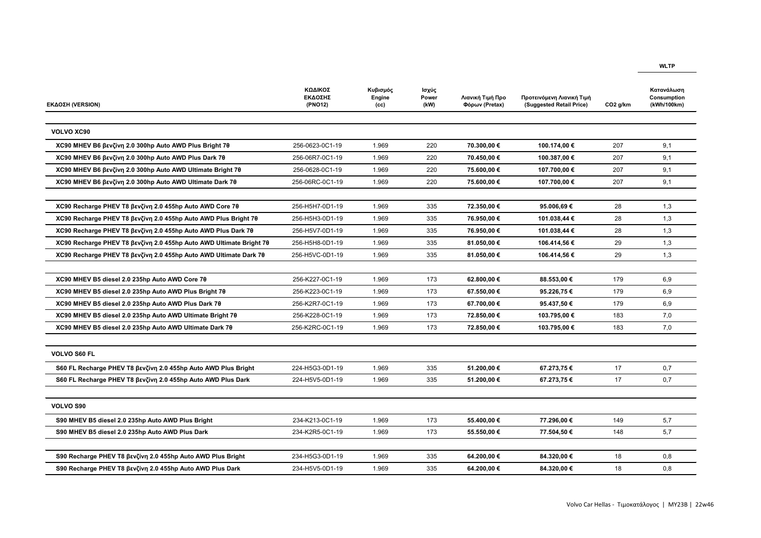| ΕΚΔΟΣΗ (VERSION) | ΚΩΔΙΚΟΣ ΕΚΔΟΣΗΣ (PNO12) | Κυβισμός Engine (cc) | Ισχύς Power (kW) | Λιανική Τιμή Προ Φόρων (Pretax) | Προτεινόμενη Λιανική Τιμή (Suggested Retail Price) | CO2 g/km | WLTP Κατανάλωση Consumption (kWh/100km) |
|---|---|---|---|---|---|---|---|
| **VOLVO XC90** | | | | | | | |
| **XC90 MHEV B6 βενζίνη 2.0 300hp Auto AWD Plus Bright 7θ** | 256-0623-0C1-19 | 1.969 | 220 | **70.300,00 €** | **100.174,00 €** | 207 | 9,1 |
| **XC90 MHEV B6 βενζίνη 2.0 300hp Auto AWD Plus Dark 7θ** | 256-06R7-0C1-19 | 1.969 | 220 | **70.450,00 €** | **100.387,00 €** | 207 | 9,1 |
| **XC90 MHEV B6 βενζίνη 2.0 300hp Auto AWD Ultimate Bright 7θ** | 256-0628-0C1-19 | 1.969 | 220 | **75.600,00 €** | **107.700,00 €** | 207 | 9,1 |
| **XC90 MHEV B6 βενζίνη 2.0 300hp Auto AWD Ultimate Dark 7θ** | 256-06RC-0C1-19 | 1.969 | 220 | **75.600,00 €** | **107.700,00 €** | 207 | 9,1 |
| **XC90 Recharge PHEV T8 βενζίνη 2.0 455hp Auto AWD Core 7θ** | 256-H5H7-0D1-19 | 1.969 | 335 | **72.350,00 €** | **95.006,69 €** | 28 | 1,3 |
| **XC90 Recharge PHEV T8 βενζίνη 2.0 455hp Auto AWD Plus Bright 7θ** | 256-H5H3-0D1-19 | 1.969 | 335 | **76.950,00 €** | **101.038,44 €** | 28 | 1,3 |
| **XC90 Recharge PHEV T8 βενζίνη 2.0 455hp Auto AWD Plus Dark 7θ** | 256-H5V7-0D1-19 | 1.969 | 335 | **76.950,00 €** | **101.038,44 €** | 28 | 1,3 |
| **XC90 Recharge PHEV T8 βενζίνη 2.0 455hp Auto AWD Ultimate Bright 7θ** | 256-H5H8-0D1-19 | 1.969 | 335 | **81.050,00 €** | **106.414,56 €** | 29 | 1,3 |
| **XC90 Recharge PHEV T8 βενζίνη 2.0 455hp Auto AWD Ultimate Dark 7θ** | 256-H5VC-0D1-19 | 1.969 | 335 | **81.050,00 €** | **106.414,56 €** | 29 | 1,3 |
| **XC90 MHEV B5 diesel 2.0 235hp Auto AWD Core 7θ** | 256-K227-0C1-19 | 1.969 | 173 | **62.800,00 €** | **88.553,00 €** | 179 | 6,9 |
| **XC90 MHEV B5 diesel 2.0 235hp Auto AWD Plus Bright 7θ** | 256-K223-0C1-19 | 1.969 | 173 | **67.550,00 €** | **95.226,75 €** | 179 | 6,9 |
| **XC90 MHEV B5 diesel 2.0 235hp Auto AWD Plus Dark 7θ** | 256-K2R7-0C1-19 | 1.969 | 173 | **67.700,00 €** | **95.437,50 €** | 179 | 6,9 |
| **XC90 MHEV B5 diesel 2.0 235hp Auto AWD Ultimate Bright 7θ** | 256-K228-0C1-19 | 1.969 | 173 | **72.850,00 €** | **103.795,00 €** | 183 | 7,0 |
| **XC90 MHEV B5 diesel 2.0 235hp Auto AWD Ultimate Dark 7θ** | 256-K2RC-0C1-19 | 1.969 | 173 | **72.850,00 €** | **103.795,00 €** | 183 | 7,0 |
| **VOLVO S60 FL** | | | | | | | |
| **S60 FL Recharge PHEV T8 βενζίνη 2.0 455hp Auto AWD Plus Bright** | 224-H5G3-0D1-19 | 1.969 | 335 | **51.200,00 €** | **67.273,75 €** | 17 | 0,7 |
| **S60 FL Recharge PHEV T8 βενζίνη 2.0 455hp Auto AWD Plus Dark** | 224-H5V5-0D1-19 | 1.969 | 335 | **51.200,00 €** | **67.273,75 €** | 17 | 0,7 |
| **VOLVO S90** | | | | | | | |
| **S90 MHEV B5 diesel 2.0 235hp Auto AWD Plus Bright** | 234-K213-0C1-19 | 1.969 | 173 | **55.400,00 €** | **77.296,00 €** | 149 | 5,7 |
| **S90 MHEV B5 diesel 2.0 235hp Auto AWD Plus Dark** | 234-K2R5-0C1-19 | 1.969 | 173 | **55.550,00 €** | **77.504,50 €** | 148 | 5,7 |
| **S90 Recharge PHEV T8 βενζίνη 2.0 455hp Auto AWD Plus Bright** | 234-H5G3-0D1-19 | 1.969 | 335 | **64.200,00 €** | **84.320,00 €** | 18 | 0,8 |
| **S90 Recharge PHEV T8 βενζίνη 2.0 455hp Auto AWD Plus Dark** | 234-H5V5-0D1-19 | 1.969 | 335 | **64.200,00 €** | **84.320,00 €** | 18 | 0,8 |

Volvo Car Hellas - Τιμοκατάλογος | MY23B | 22w46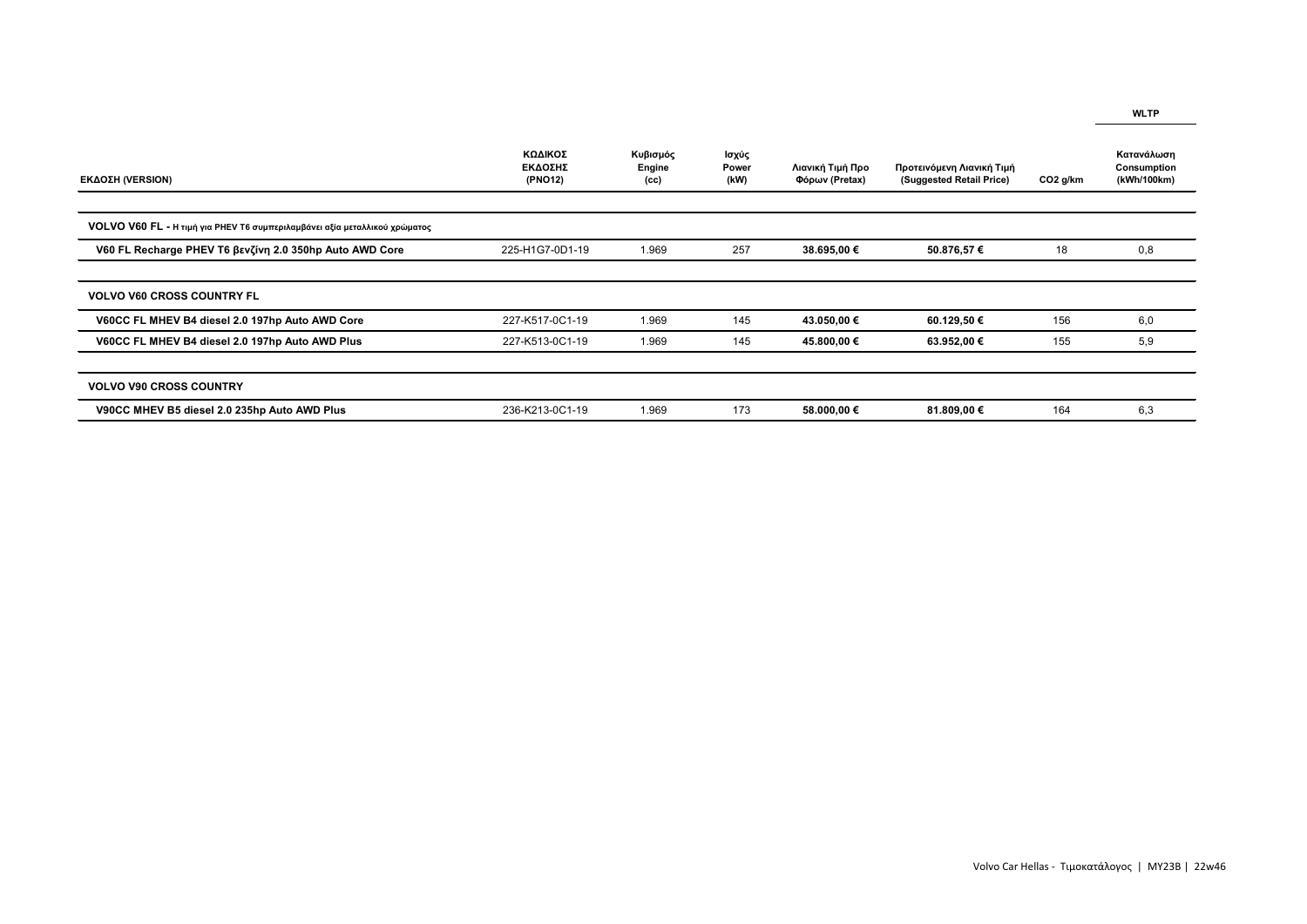| ΕΚΔΟΣΗ (VERSION) | ΚΩΔΙΚΟΣ ΕΚΔΟΣΗΣ (PNO12) | Κυβισμός Engine (cc) | Ισχύς Power (kW) | Λιανική Τιμή Προ Φόρων (Pretax) | Προτεινόμενη Λιανική Τιμή (Suggested Retail Price) | $CO_2$ g/km | WLTP Κατανάλωση Consumption (kWh/100km) |
|---|---|---|---|---|---|---|---|
| **VOLVO V60 FL - Η τιμή για PHEV T6 συμπεριλαμβάνει αξία μεταλλικού χρώματος** | | | | | | | |
| **V60 FL Recharge PHEV T6 βενζίνη 2.0 350hp Auto AWD Core** | 225-H1G7-0D1-19 | 1.969 | 257 | **38.695,00 €** | **50.876,57 €** | 18 | 0,8 |
| **VOLVO V60 CROSS COUNTRY FL** | | | | | | | |
| **V60CC FL MHEV B4 diesel 2.0 197hp Auto AWD Core** | 227-K517-0C1-19 | 1.969 | 145 | **43.050,00 €** | **60.129,50 €** | 156 | 6,0 |
| **V60CC FL MHEV B4 diesel 2.0 197hp Auto AWD Plus** | 227-K513-0C1-19 | 1.969 | 145 | **45.800,00 €** | **63.952,00 €** | 155 | 5,9 |
| **VOLVO V90 CROSS COUNTRY** | | | | | | | |
| **V90CC MHEV B5 diesel 2.0 235hp Auto AWD Plus** | 236-K213-0C1-19 | 1.969 | 173 | **58.000,00 €** | **81.809,00 €** | 164 | 6,3 |